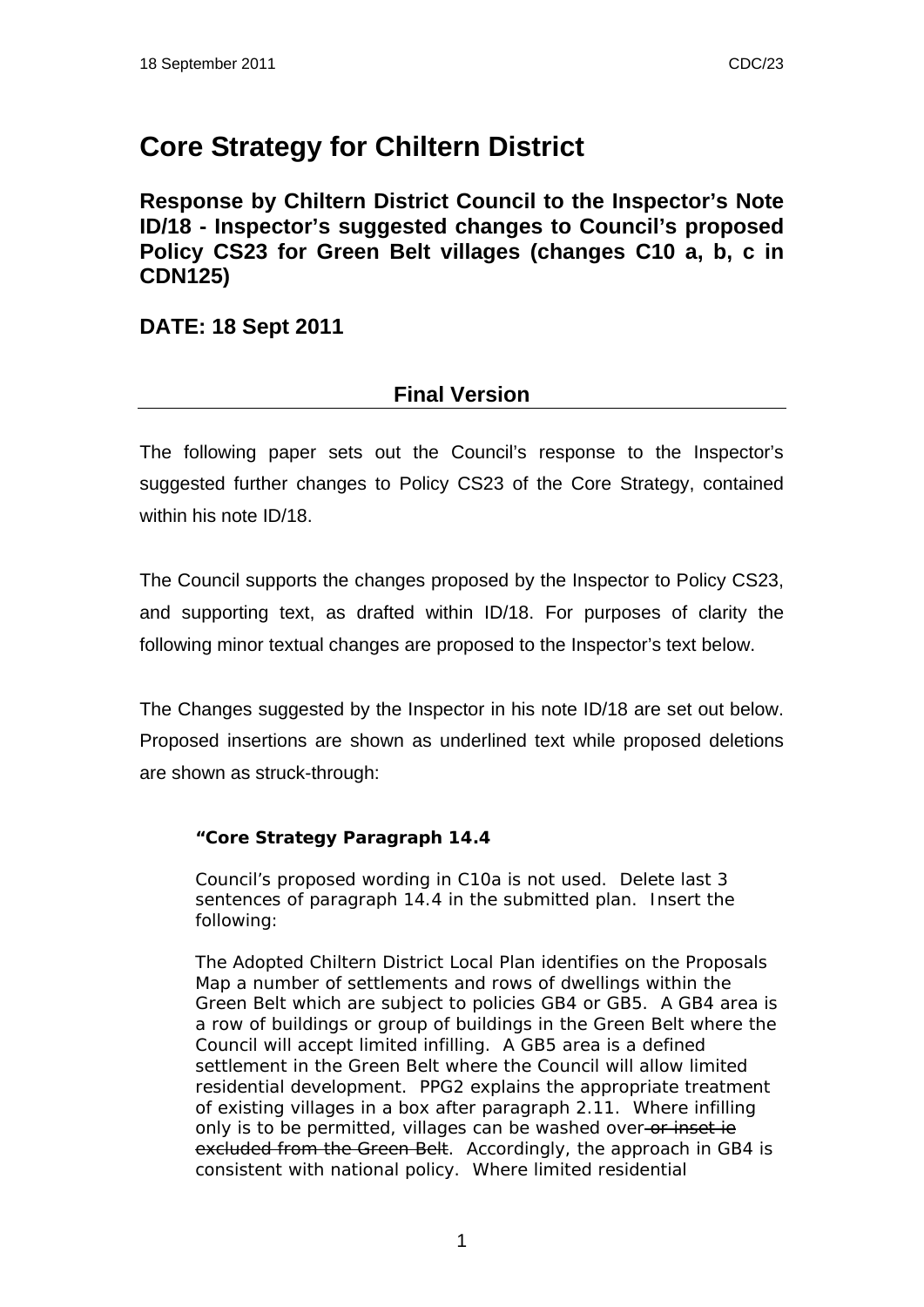# Core Strategy for Chiltern District

## Response by Chiltern District Council to the Inspector's Note ID/18 - Inspector's suggested changes to Council's proposed Policy CS23 for Green Belt villages (changes C10 a, b, c in CDN125)

## DATE: 18 Sept 2011

### Final Version

The following paper sets out the Council's response to the Inspector's suggested further changes to Policy CS23 of the Core Strategy, contained within his note ID/18.

The Council supports the changes proposed by the Inspector to Policy CS23, and supporting text, as drafted within ID/18. For purposes of clarity the following minor textual changes are proposed to the Inspector's text below.

The Changes suggested by the Inspector in his note ID/18 are set out below. Proposed insertions are shown as underlined text while proposed deletions are shown as struck-through:

> **"Core Strategy Paragraph 14.4**
>
> Council's proposed wording in C10a is not used. Delete last 3 sentences of paragraph 14.4 in the submitted plan. Insert the following:
>
> The Adopted Chiltern District Local Plan identifies on the Proposals Map a number of settlements and rows of dwellings within the Green Belt which are subject to policies GB4 or GB5. A GB4 area is a row of buildings or group of buildings in the Green Belt where the Council will accept limited infilling. A GB5 area is a defined settlement in the Green Belt where the Council will allow limited residential development. PPG2 explains the appropriate treatment of existing villages in a box after paragraph 2.11. Where infilling only is to be permitted, villages can be washed over ~~or inset ie excluded from the Green Belt~~. Accordingly, the approach in GB4 is consistent with national policy. Where limited residential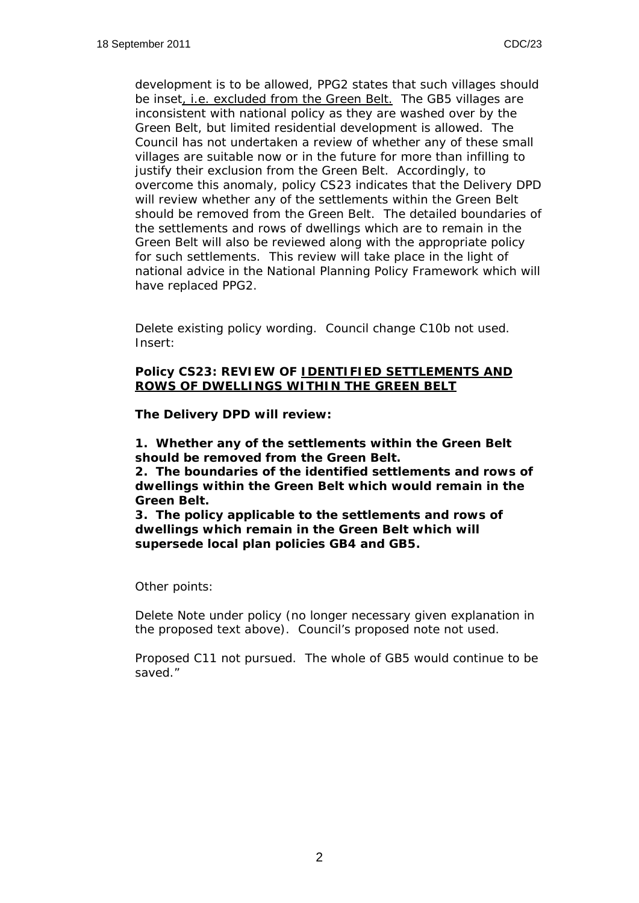development is to be allowed, PPG2 states that such villages should be inset, i.e. excluded from the Green Belt. The GB5 villages are inconsistent with national policy as they are washed over by the Green Belt, but limited residential development is allowed. The Council has not undertaken a review of whether any of these small villages are suitable now or in the future for more than infilling to justify their exclusion from the Green Belt. Accordingly, to overcome this anomaly, policy CS23 indicates that the Delivery DPD will review whether any of the settlements within the Green Belt should be removed from the Green Belt. The detailed boundaries of the settlements and rows of dwellings which are to remain in the Green Belt will also be reviewed along with the appropriate policy for such settlements. This review will take place in the light of national advice in the National Planning Policy Framework which will have replaced PPG2.

Delete existing policy wording. Council change C10b not used. Insert:

**Policy CS23: REVIEW OF IDENTIFIED SETTLEMENTS AND ROWS OF DWELLINGS WITHIN THE GREEN BELT**

**The Delivery DPD will review:**

**1. Whether any of the settlements within the Green Belt should be removed from the Green Belt.**
**2. The boundaries of the identified settlements and rows of dwellings within the Green Belt which would remain in the Green Belt.**
**3. The policy applicable to the settlements and rows of dwellings which remain in the Green Belt which will supersede local plan policies GB4 and GB5.**

Other points:

Delete Note under policy (no longer necessary given explanation in the proposed text above). Council's proposed note not used.

Proposed C11 not pursued. The whole of GB5 would continue to be saved."